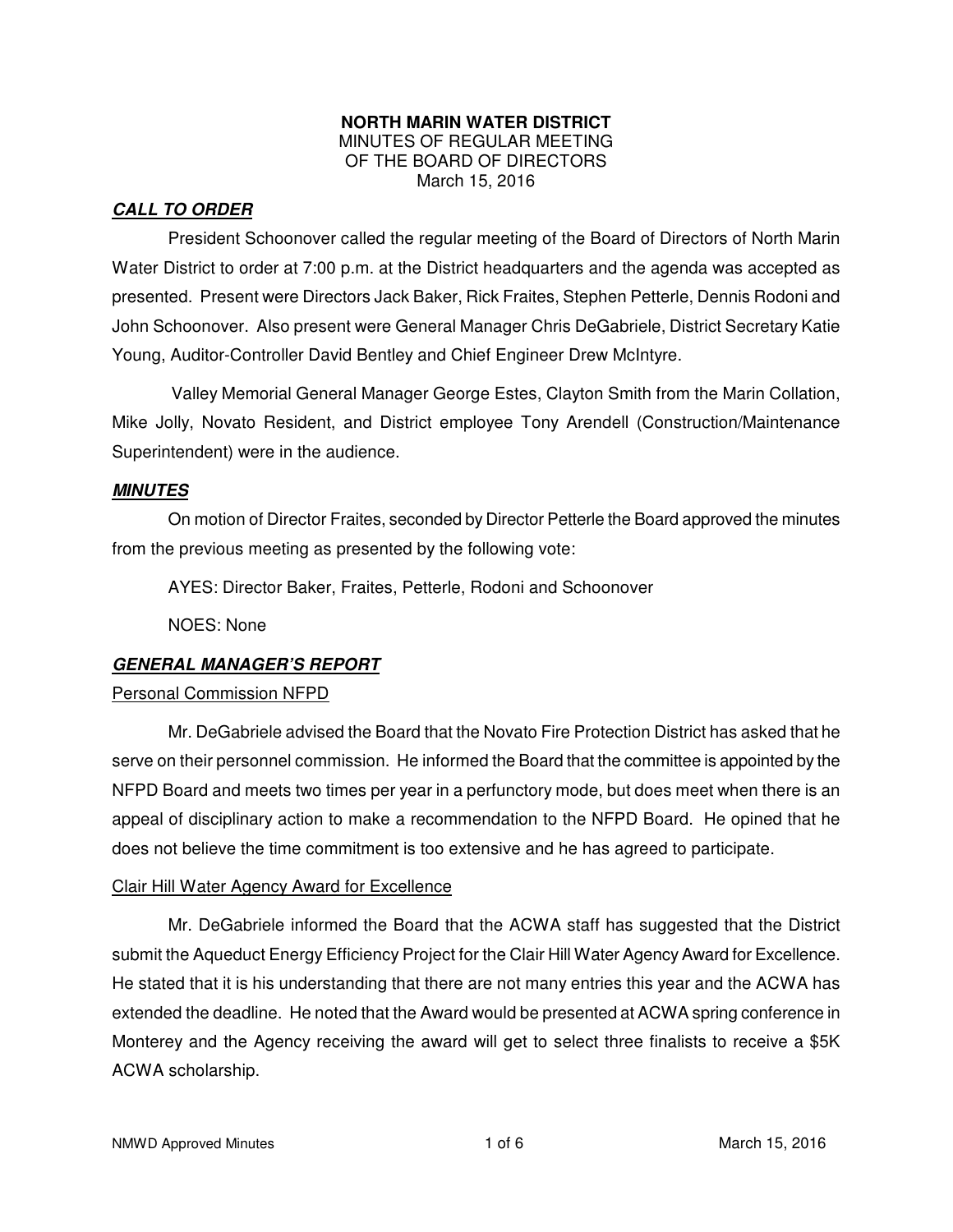**NORTH MARIN WATER DISTRICT**
MINUTES OF REGULAR MEETING
OF THE BOARD OF DIRECTORS
March 15, 2016

## ***CALL TO ORDER***

President Schoonover called the regular meeting of the Board of Directors of North Marin Water District to order at 7:00 p.m. at the District headquarters and the agenda was accepted as presented. Present were Directors Jack Baker, Rick Fraites, Stephen Petterle, Dennis Rodoni and John Schoonover. Also present were General Manager Chris DeGabriele, District Secretary Katie Young, Auditor-Controller David Bentley and Chief Engineer Drew McIntyre.

Valley Memorial General Manager George Estes, Clayton Smith from the Marin Collation, Mike Jolly, Novato Resident, and District employee Tony Arendell (Construction/Maintenance Superintendent) were in the audience.

## ***MINUTES***

On motion of Director Fraites, seconded by Director Petterle the Board approved the minutes from the previous meeting as presented by the following vote:

AYES: Director Baker, Fraites, Petterle, Rodoni and Schoonover

NOES: None

## ***GENERAL MANAGER'S REPORT***

### Personal Commission NFPD

Mr. DeGabriele advised the Board that the Novato Fire Protection District has asked that he serve on their personnel commission. He informed the Board that the committee is appointed by the NFPD Board and meets two times per year in a perfunctory mode, but does meet when there is an appeal of disciplinary action to make a recommendation to the NFPD Board. He opined that he does not believe the time commitment is too extensive and he has agreed to participate.

### Clair Hill Water Agency Award for Excellence

Mr. DeGabriele informed the Board that the ACWA staff has suggested that the District submit the Aqueduct Energy Efficiency Project for the Clair Hill Water Agency Award for Excellence. He stated that it is his understanding that there are not many entries this year and the ACWA has extended the deadline. He noted that the Award would be presented at ACWA spring conference in Monterey and the Agency receiving the award will get to select three finalists to receive a $5K ACWA scholarship.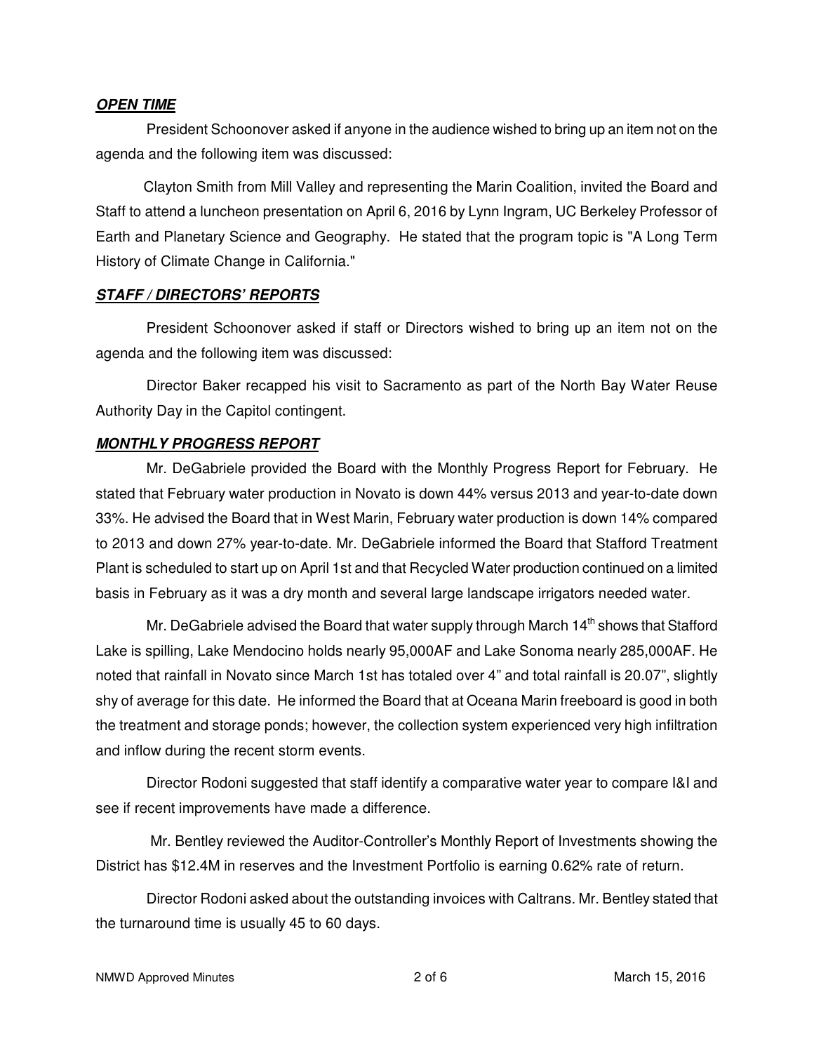***OPEN TIME***

President Schoonover asked if anyone in the audience wished to bring up an item not on the agenda and the following item was discussed:

Clayton Smith from Mill Valley and representing the Marin Coalition, invited the Board and Staff to attend a luncheon presentation on April 6, 2016 by Lynn Ingram, UC Berkeley Professor of Earth and Planetary Science and Geography. He stated that the program topic is "A Long Term History of Climate Change in California."

***STAFF / DIRECTORS' REPORTS***

President Schoonover asked if staff or Directors wished to bring up an item not on the agenda and the following item was discussed:

Director Baker recapped his visit to Sacramento as part of the North Bay Water Reuse Authority Day in the Capitol contingent.

***MONTHLY PROGRESS REPORT***

Mr. DeGabriele provided the Board with the Monthly Progress Report for February. He stated that February water production in Novato is down 44% versus 2013 and year-to-date down 33%. He advised the Board that in West Marin, February water production is down 14% compared to 2013 and down 27% year-to-date. Mr. DeGabriele informed the Board that Stafford Treatment Plant is scheduled to start up on April 1st and that Recycled Water production continued on a limited basis in February as it was a dry month and several large landscape irrigators needed water.

Mr. DeGabriele advised the Board that water supply through March 14th shows that Stafford Lake is spilling, Lake Mendocino holds nearly 95,000AF and Lake Sonoma nearly 285,000AF. He noted that rainfall in Novato since March 1st has totaled over 4" and total rainfall is 20.07", slightly shy of average for this date. He informed the Board that at Oceana Marin freeboard is good in both the treatment and storage ponds; however, the collection system experienced very high infiltration and inflow during the recent storm events.

Director Rodoni suggested that staff identify a comparative water year to compare I&I and see if recent improvements have made a difference.

Mr. Bentley reviewed the Auditor-Controller's Monthly Report of Investments showing the District has $12.4M in reserves and the Investment Portfolio is earning 0.62% rate of return.

Director Rodoni asked about the outstanding invoices with Caltrans. Mr. Bentley stated that the turnaround time is usually 45 to 60 days.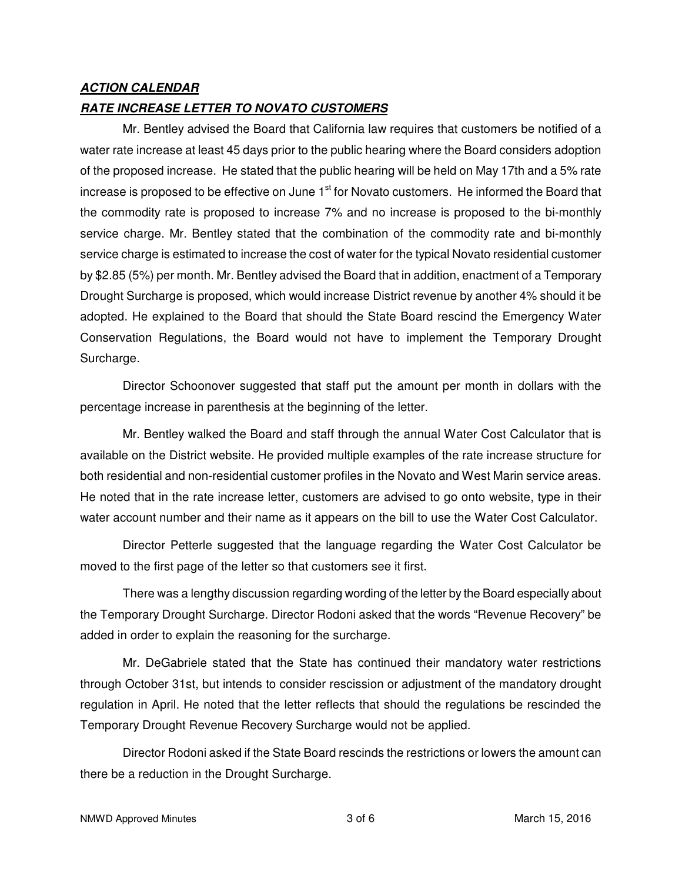***ACTION CALENDAR***

***RATE INCREASE LETTER TO NOVATO CUSTOMERS***

Mr. Bentley advised the Board that California law requires that customers be notified of a water rate increase at least 45 days prior to the public hearing where the Board considers adoption of the proposed increase. He stated that the public hearing will be held on May 17th and a 5% rate increase is proposed to be effective on June 1st for Novato customers. He informed the Board that the commodity rate is proposed to increase 7% and no increase is proposed to the bi-monthly service charge. Mr. Bentley stated that the combination of the commodity rate and bi-monthly service charge is estimated to increase the cost of water for the typical Novato residential customer by $2.85 (5%) per month. Mr. Bentley advised the Board that in addition, enactment of a Temporary Drought Surcharge is proposed, which would increase District revenue by another 4% should it be adopted. He explained to the Board that should the State Board rescind the Emergency Water Conservation Regulations, the Board would not have to implement the Temporary Drought Surcharge.

Director Schoonover suggested that staff put the amount per month in dollars with the percentage increase in parenthesis at the beginning of the letter.

Mr. Bentley walked the Board and staff through the annual Water Cost Calculator that is available on the District website. He provided multiple examples of the rate increase structure for both residential and non-residential customer profiles in the Novato and West Marin service areas. He noted that in the rate increase letter, customers are advised to go onto website, type in their water account number and their name as it appears on the bill to use the Water Cost Calculator.

Director Petterle suggested that the language regarding the Water Cost Calculator be moved to the first page of the letter so that customers see it first.

There was a lengthy discussion regarding wording of the letter by the Board especially about the Temporary Drought Surcharge. Director Rodoni asked that the words "Revenue Recovery" be added in order to explain the reasoning for the surcharge.

Mr. DeGabriele stated that the State has continued their mandatory water restrictions through October 31st, but intends to consider rescission or adjustment of the mandatory drought regulation in April. He noted that the letter reflects that should the regulations be rescinded the Temporary Drought Revenue Recovery Surcharge would not be applied.

Director Rodoni asked if the State Board rescinds the restrictions or lowers the amount can there be a reduction in the Drought Surcharge.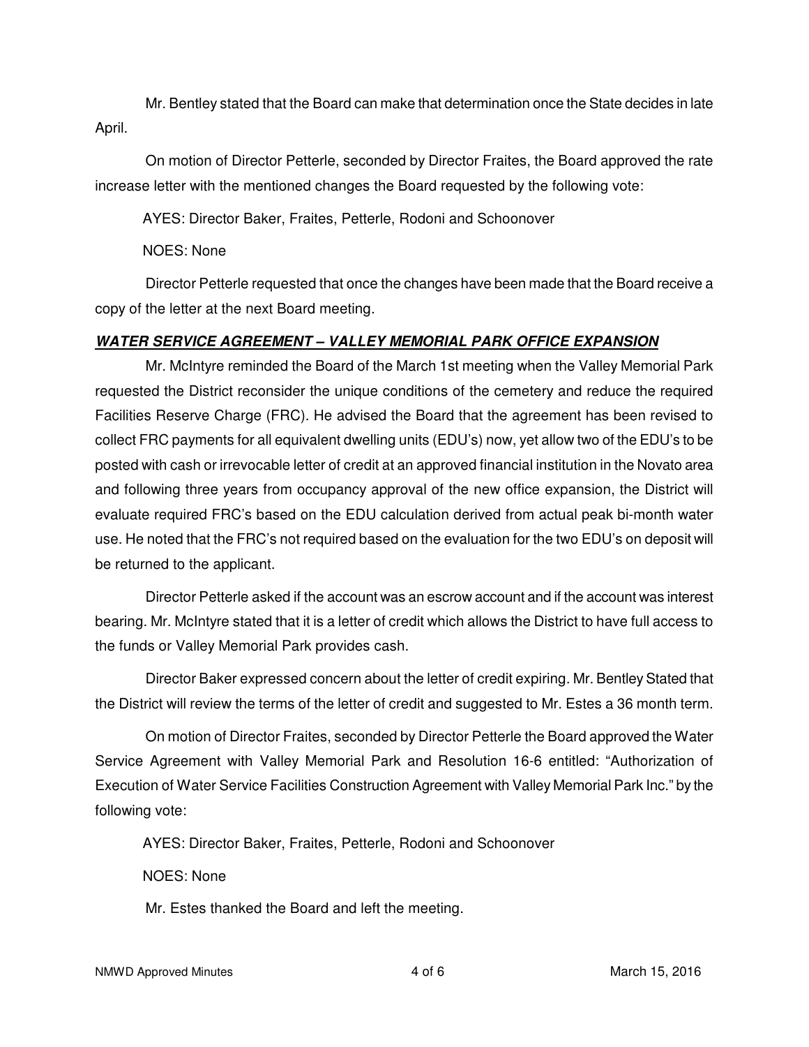Mr. Bentley stated that the Board can make that determination once the State decides in late April.

On motion of Director Petterle, seconded by Director Fraites, the Board approved the rate increase letter with the mentioned changes the Board requested by the following vote:

AYES: Director Baker, Fraites, Petterle, Rodoni and Schoonover

NOES: None

Director Petterle requested that once the changes have been made that the Board receive a copy of the letter at the next Board meeting.

***WATER SERVICE AGREEMENT – VALLEY MEMORIAL PARK OFFICE EXPANSION***

Mr. McIntyre reminded the Board of the March 1st meeting when the Valley Memorial Park requested the District reconsider the unique conditions of the cemetery and reduce the required Facilities Reserve Charge (FRC). He advised the Board that the agreement has been revised to collect FRC payments for all equivalent dwelling units (EDU's) now, yet allow two of the EDU's to be posted with cash or irrevocable letter of credit at an approved financial institution in the Novato area and following three years from occupancy approval of the new office expansion, the District will evaluate required FRC's based on the EDU calculation derived from actual peak bi-month water use. He noted that the FRC's not required based on the evaluation for the two EDU's on deposit will be returned to the applicant.

Director Petterle asked if the account was an escrow account and if the account was interest bearing. Mr. McIntyre stated that it is a letter of credit which allows the District to have full access to the funds or Valley Memorial Park provides cash.

Director Baker expressed concern about the letter of credit expiring. Mr. Bentley Stated that the District will review the terms of the letter of credit and suggested to Mr. Estes a 36 month term.

On motion of Director Fraites, seconded by Director Petterle the Board approved the Water Service Agreement with Valley Memorial Park and Resolution 16-6 entitled: "Authorization of Execution of Water Service Facilities Construction Agreement with Valley Memorial Park Inc." by the following vote:

AYES: Director Baker, Fraites, Petterle, Rodoni and Schoonover

NOES: None

Mr. Estes thanked the Board and left the meeting.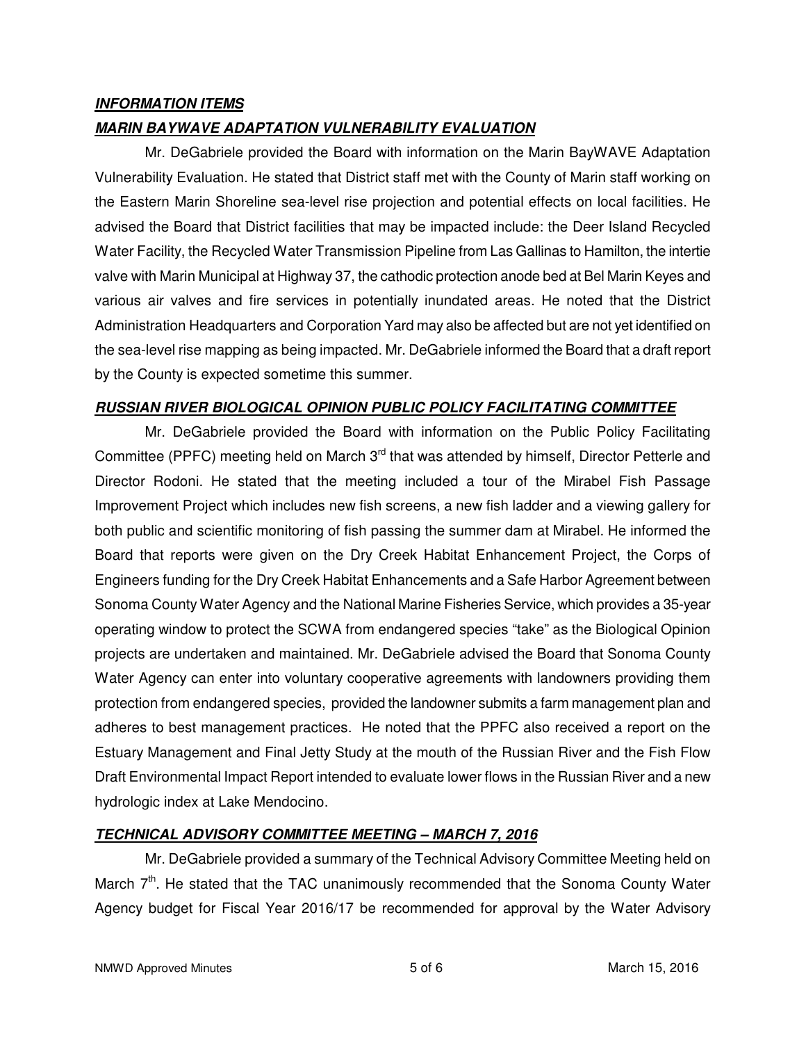***INFORMATION ITEMS***

***MARIN BAYWAVE ADAPTATION VULNERABILITY EVALUATION***

Mr. DeGabriele provided the Board with information on the Marin BayWAVE Adaptation Vulnerability Evaluation. He stated that District staff met with the County of Marin staff working on the Eastern Marin Shoreline sea-level rise projection and potential effects on local facilities. He advised the Board that District facilities that may be impacted include: the Deer Island Recycled Water Facility, the Recycled Water Transmission Pipeline from Las Gallinas to Hamilton, the intertie valve with Marin Municipal at Highway 37, the cathodic protection anode bed at Bel Marin Keyes and various air valves and fire services in potentially inundated areas. He noted that the District Administration Headquarters and Corporation Yard may also be affected but are not yet identified on the sea-level rise mapping as being impacted. Mr. DeGabriele informed the Board that a draft report by the County is expected sometime this summer.

***RUSSIAN RIVER BIOLOGICAL OPINION PUBLIC POLICY FACILITATING COMMITTEE***

Mr. DeGabriele provided the Board with information on the Public Policy Facilitating Committee (PPFC) meeting held on March 3rd that was attended by himself, Director Petterle and Director Rodoni. He stated that the meeting included a tour of the Mirabel Fish Passage Improvement Project which includes new fish screens, a new fish ladder and a viewing gallery for both public and scientific monitoring of fish passing the summer dam at Mirabel. He informed the Board that reports were given on the Dry Creek Habitat Enhancement Project, the Corps of Engineers funding for the Dry Creek Habitat Enhancements and a Safe Harbor Agreement between Sonoma County Water Agency and the National Marine Fisheries Service, which provides a 35-year operating window to protect the SCWA from endangered species "take" as the Biological Opinion projects are undertaken and maintained. Mr. DeGabriele advised the Board that Sonoma County Water Agency can enter into voluntary cooperative agreements with landowners providing them protection from endangered species, provided the landowner submits a farm management plan and adheres to best management practices. He noted that the PPFC also received a report on the Estuary Management and Final Jetty Study at the mouth of the Russian River and the Fish Flow Draft Environmental Impact Report intended to evaluate lower flows in the Russian River and a new hydrologic index at Lake Mendocino.

***TECHNICAL ADVISORY COMMITTEE MEETING – MARCH 7, 2016***

Mr. DeGabriele provided a summary of the Technical Advisory Committee Meeting held on March 7th. He stated that the TAC unanimously recommended that the Sonoma County Water Agency budget for Fiscal Year 2016/17 be recommended for approval by the Water Advisory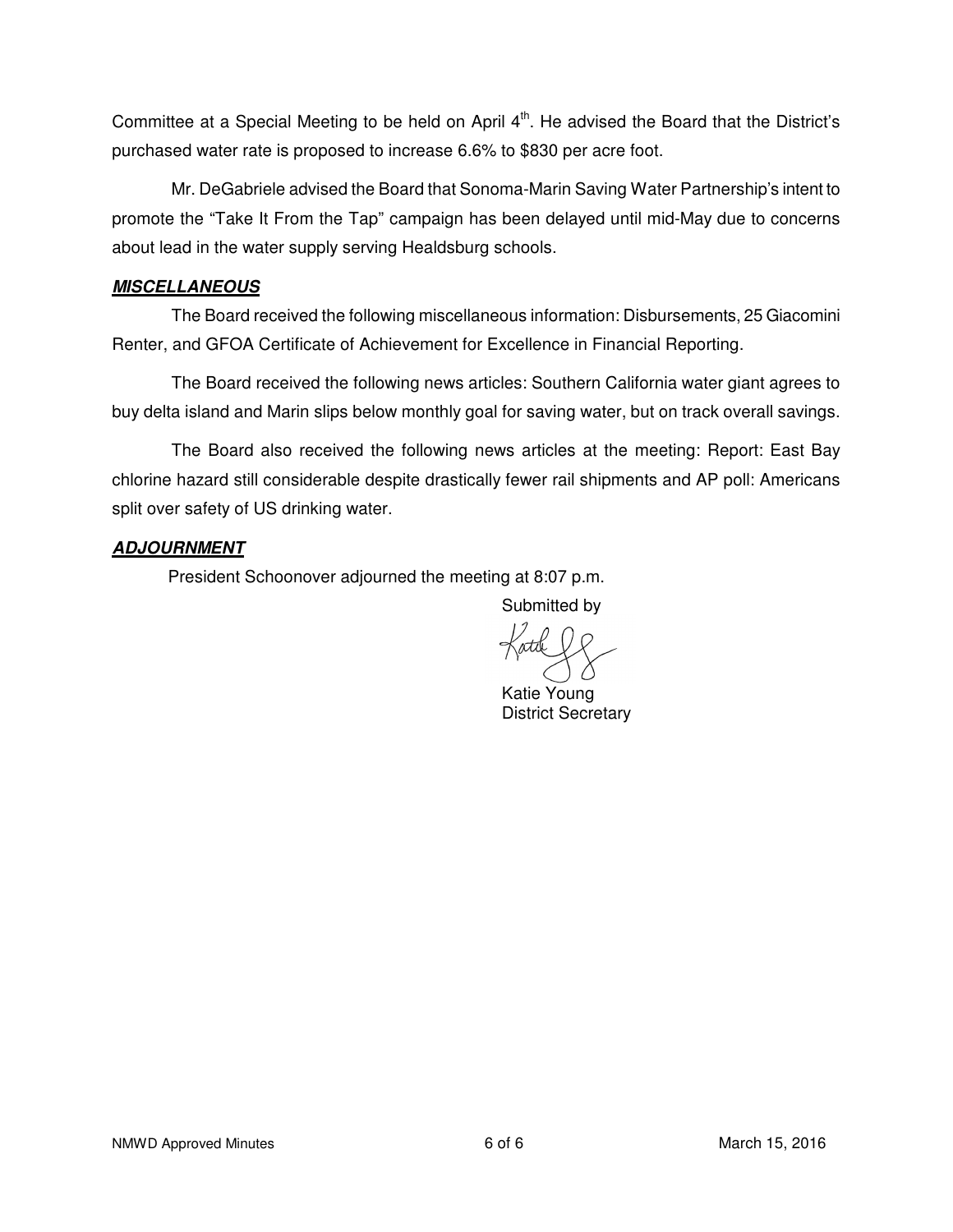Committee at a Special Meeting to be held on April 4th. He advised the Board that the District's purchased water rate is proposed to increase 6.6% to $830 per acre foot.

Mr. DeGabriele advised the Board that Sonoma-Marin Saving Water Partnership's intent to promote the "Take It From the Tap" campaign has been delayed until mid-May due to concerns about lead in the water supply serving Healdsburg schools.

***MISCELLANEOUS***

The Board received the following miscellaneous information: Disbursements, 25 Giacomini Renter, and GFOA Certificate of Achievement for Excellence in Financial Reporting.

The Board received the following news articles: Southern California water giant agrees to buy delta island and Marin slips below monthly goal for saving water, but on track overall savings.

The Board also received the following news articles at the meeting: Report: East Bay chlorine hazard still considerable despite drastically fewer rail shipments and AP poll: Americans split over safety of US drinking water.

***ADJOURNMENT***

President Schoonover adjourned the meeting at 8:07 p.m.

Submitted by

Katie Young
District Secretary